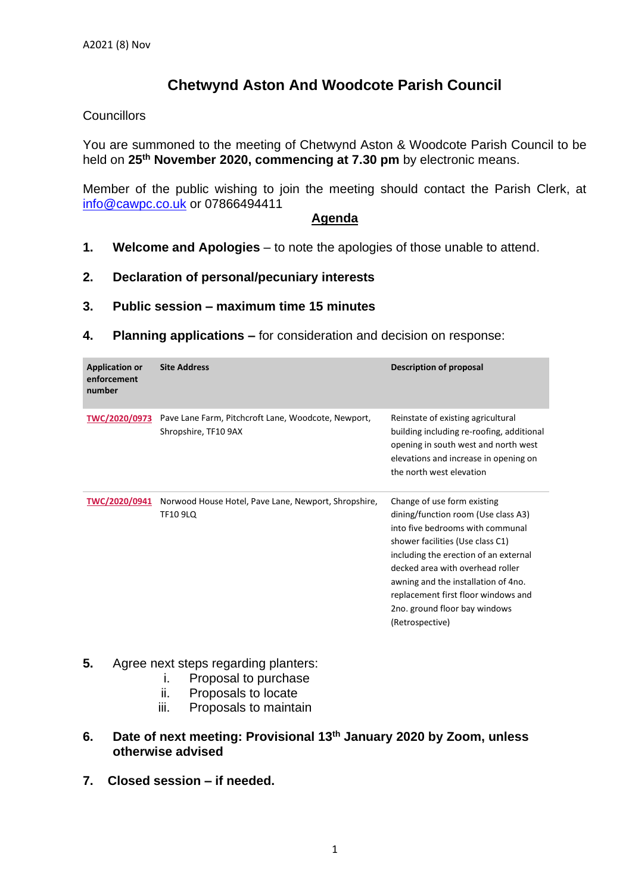A2021 (8) Nov

# Chetwynd Aston And Woodcote Parish Council

Councillors

You are summoned to the meeting of Chetwynd Aston & Woodcote Parish Council to be held on **25th November 2020, commencing at 7.30 pm** by electronic means.

Member of the public wishing to join the meeting should contact the Parish Clerk, at info@cawpc.co.uk or 07866494411

## Agenda

1. **Welcome and Apologies** – to note the apologies of those unable to attend.

2. **Declaration of personal/pecuniary interests**

3. **Public session – maximum time 15 minutes**

4. **Planning applications –** for consideration and decision on response:

| Application or enforcement number | Site Address | Description of proposal |
|---|---|---|
| TWC/2020/0973 | Pave Lane Farm, Pitchcroft Lane, Woodcote, Newport, Shropshire, TF10 9AX | Reinstate of existing agricultural building including re-roofing, additional opening in south west and north west elevations and increase in opening on the north west elevation |
| TWC/2020/0941 | Norwood House Hotel, Pave Lane, Newport, Shropshire, TF10 9LQ | Change of use form existing dining/function room (Use class A3) into five bedrooms with communal shower facilities (Use class C1) including the erection of an external decked area with overhead roller awning and the installation of 4no. replacement first floor windows and 2no. ground floor bay windows (Retrospective) |

5. Agree next steps regarding planters:
   i. Proposal to purchase
   ii. Proposals to locate
   iii. Proposals to maintain

6. **Date of next meeting: Provisional 13th January 2020 by Zoom, unless otherwise advised**

7. **Closed session – if needed.**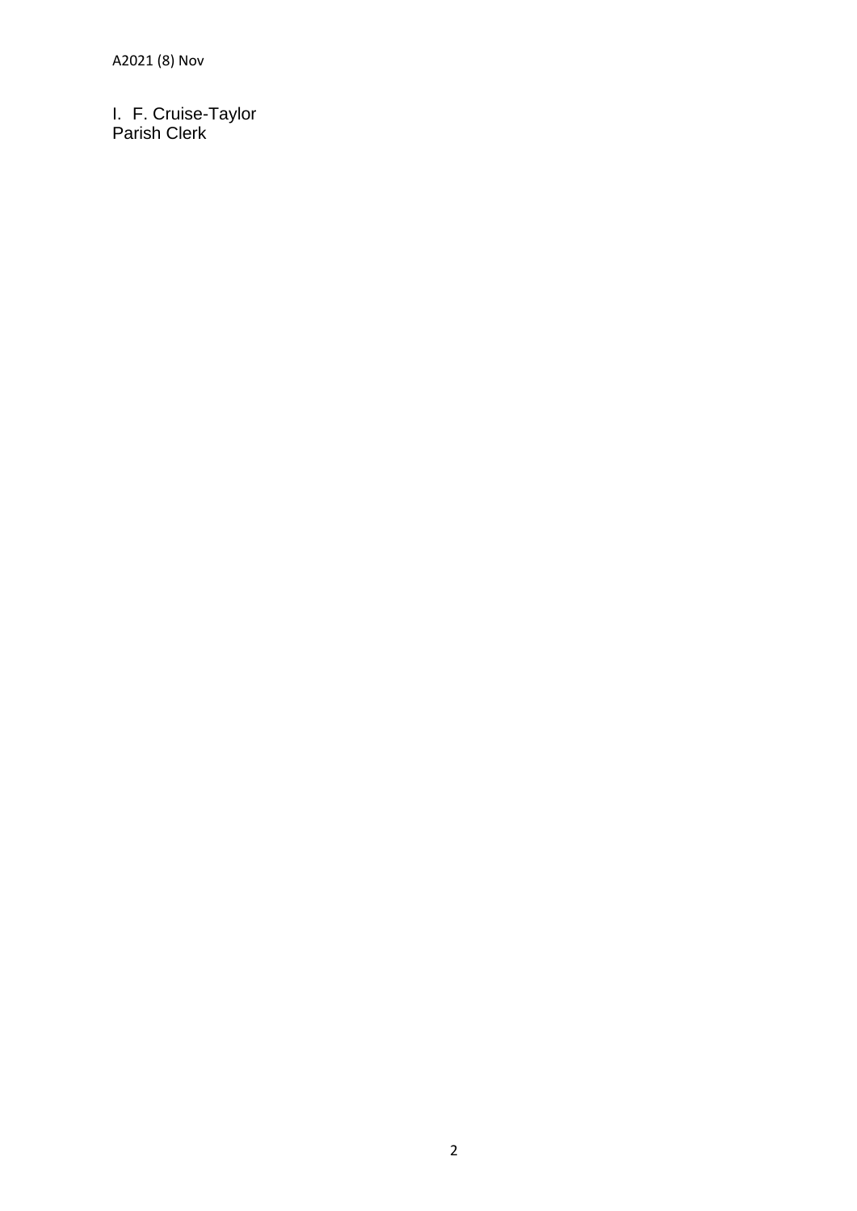I. F. Cruise-Taylor
Parish Clerk